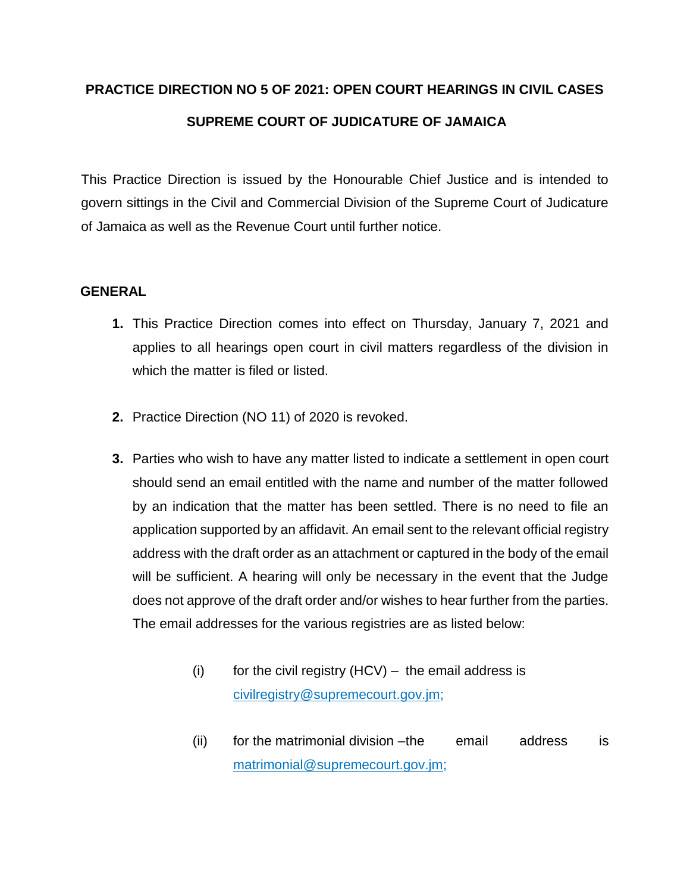# PRACTICE DIRECTION NO 5 OF 2021: OPEN COURT HEARINGS IN CIVIL CASES

## SUPREME COURT OF JUDICATURE OF JAMAICA

This Practice Direction is issued by the Honourable Chief Justice and is intended to govern sittings in the Civil and Commercial Division of the Supreme Court of Judicature of Jamaica as well as the Revenue Court until further notice.

### GENERAL

1. This Practice Direction comes into effect on Thursday, January 7, 2021 and applies to all hearings open court in civil matters regardless of the division in which the matter is filed or listed.

2. Practice Direction (NO 11) of 2020 is revoked.

3. Parties who wish to have any matter listed to indicate a settlement in open court should send an email entitled with the name and number of the matter followed by an indication that the matter has been settled. There is no need to file an application supported by an affidavit. An email sent to the relevant official registry address with the draft order as an attachment or captured in the body of the email will be sufficient. A hearing will only be necessary in the event that the Judge does not approve of the draft order and/or wishes to hear further from the parties. The email addresses for the various registries are as listed below:

   (i) for the civil registry (HCV) – the email address is civilregistry@supremecourt.gov.jm;

   (ii) for the matrimonial division –the email address is matrimonial@supremecourt.gov.jm;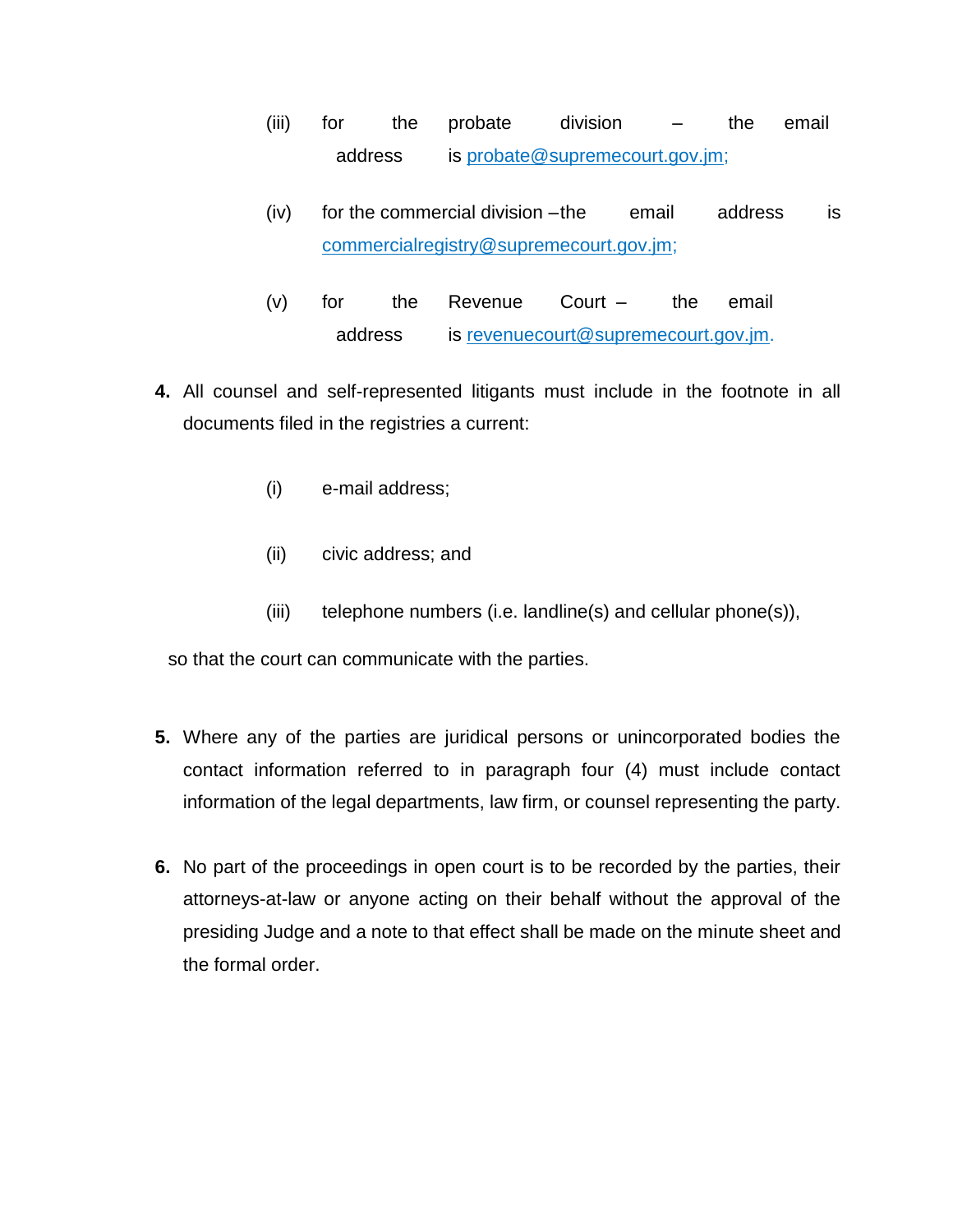(iii) for the probate division – the email address is probate@supremecourt.gov.jm;

(iv) for the commercial division – the email address is commercialregistry@supremecourt.gov.jm;

(v) for the Revenue Court – the email address is revenuecourt@supremecourt.gov.jm.

**4.** All counsel and self-represented litigants must include in the footnote in all documents filed in the registries a current:

(i) e-mail address;

(ii) civic address; and

(iii) telephone numbers (i.e. landline(s) and cellular phone(s)),

so that the court can communicate with the parties.

**5.** Where any of the parties are juridical persons or unincorporated bodies the contact information referred to in paragraph four (4) must include contact information of the legal departments, law firm, or counsel representing the party.

**6.** No part of the proceedings in open court is to be recorded by the parties, their attorneys-at-law or anyone acting on their behalf without the approval of the presiding Judge and a note to that effect shall be made on the minute sheet and the formal order.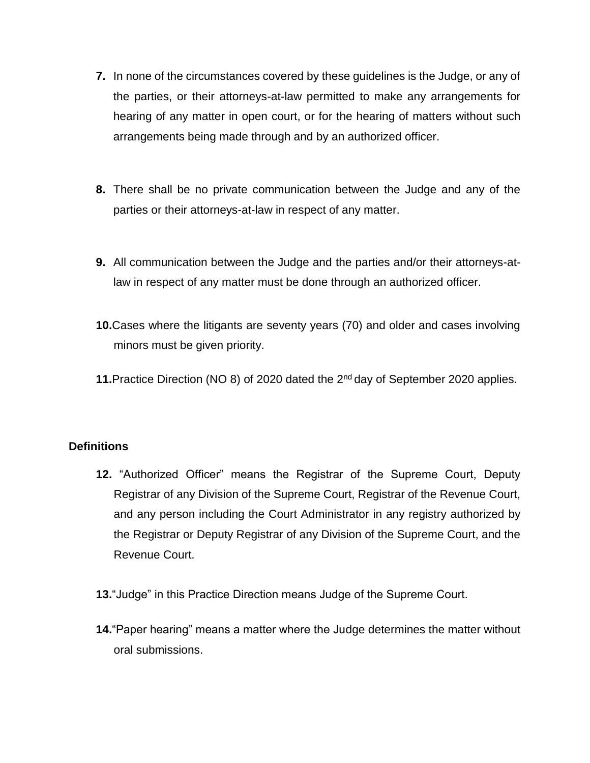7. In none of the circumstances covered by these guidelines is the Judge, or any of the parties, or their attorneys-at-law permitted to make any arrangements for hearing of any matter in open court, or for the hearing of matters without such arrangements being made through and by an authorized officer.

8. There shall be no private communication between the Judge and any of the parties or their attorneys-at-law in respect of any matter.

9. All communication between the Judge and the parties and/or their attorneys-at-law in respect of any matter must be done through an authorized officer.

10. Cases where the litigants are seventy years (70) and older and cases involving minors must be given priority.

11. Practice Direction (NO 8) of 2020 dated the 2nd day of September 2020 applies.

**Definitions**

12. "Authorized Officer" means the Registrar of the Supreme Court, Deputy Registrar of any Division of the Supreme Court, Registrar of the Revenue Court, and any person including the Court Administrator in any registry authorized by the Registrar or Deputy Registrar of any Division of the Supreme Court, and the Revenue Court.

13. "Judge" in this Practice Direction means Judge of the Supreme Court.

14. "Paper hearing" means a matter where the Judge determines the matter without oral submissions.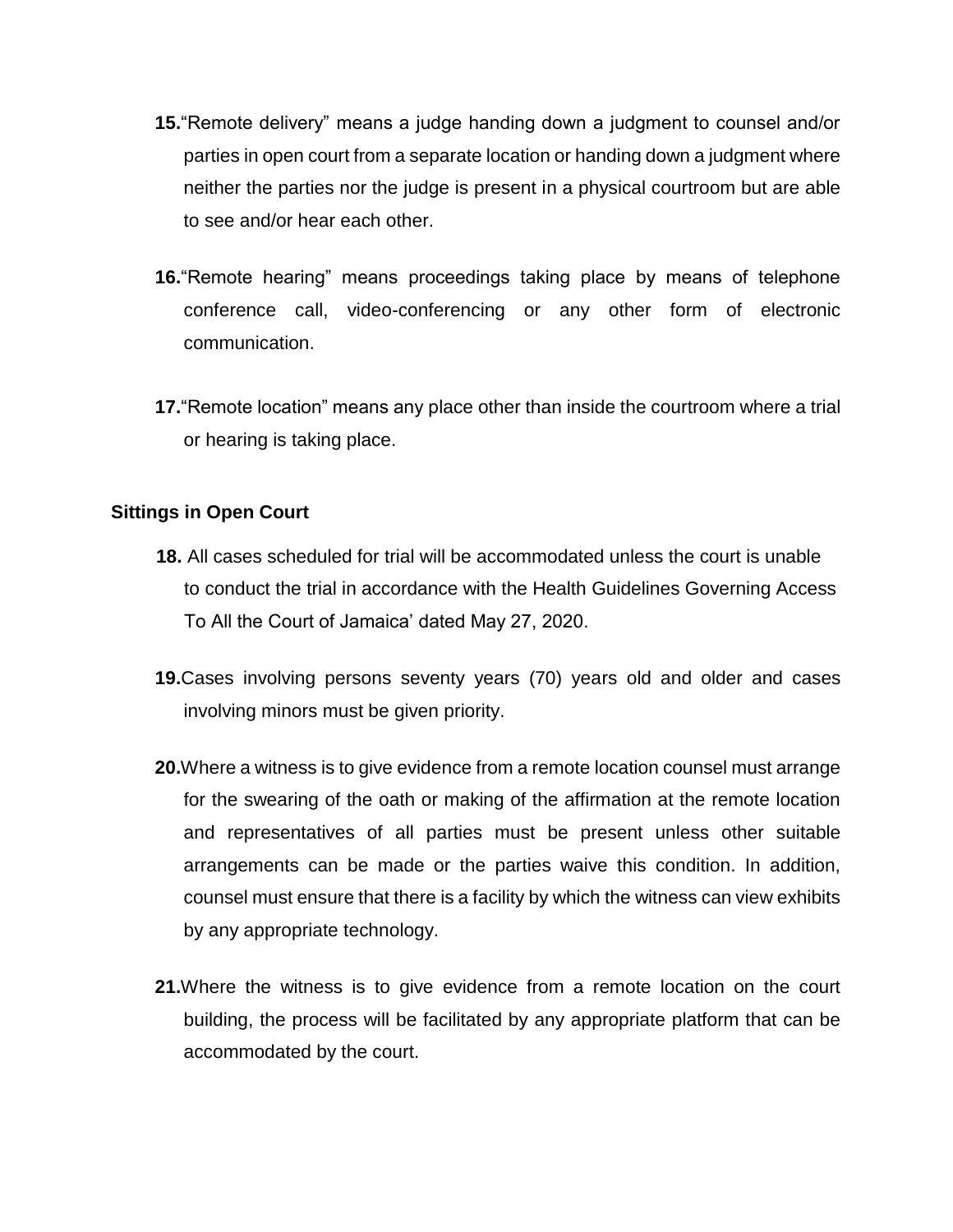**15.**"Remote delivery" means a judge handing down a judgment to counsel and/or parties in open court from a separate location or handing down a judgment where neither the parties nor the judge is present in a physical courtroom but are able to see and/or hear each other.

**16.**"Remote hearing" means proceedings taking place by means of telephone conference call, video-conferencing or any other form of electronic communication.

**17.**"Remote location" means any place other than inside the courtroom where a trial or hearing is taking place.

**Sittings in Open Court**

**18.** All cases scheduled for trial will be accommodated unless the court is unable to conduct the trial in accordance with the Health Guidelines Governing Access To All the Court of Jamaica' dated May 27, 2020.

**19.**Cases involving persons seventy years (70) years old and older and cases involving minors must be given priority.

**20.**Where a witness is to give evidence from a remote location counsel must arrange for the swearing of the oath or making of the affirmation at the remote location and representatives of all parties must be present unless other suitable arrangements can be made or the parties waive this condition. In addition, counsel must ensure that there is a facility by which the witness can view exhibits by any appropriate technology.

**21.**Where the witness is to give evidence from a remote location on the court building, the process will be facilitated by any appropriate platform that can be accommodated by the court.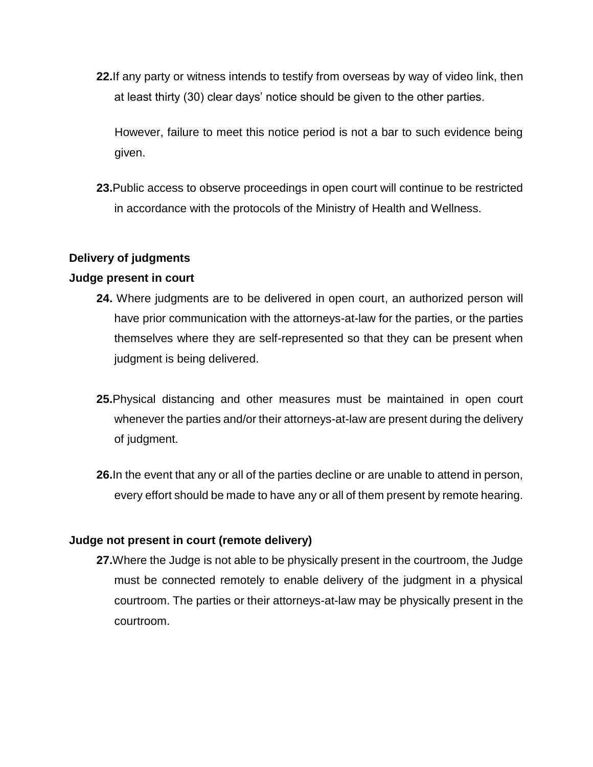**22.** If any party or witness intends to testify from overseas by way of video link, then at least thirty (30) clear days' notice should be given to the other parties.

However, failure to meet this notice period is not a bar to such evidence being given.

**23.** Public access to observe proceedings in open court will continue to be restricted in accordance with the protocols of the Ministry of Health and Wellness.

### Delivery of judgments

#### Judge present in court

**24.** Where judgments are to be delivered in open court, an authorized person will have prior communication with the attorneys-at-law for the parties, or the parties themselves where they are self-represented so that they can be present when judgment is being delivered.

**25.** Physical distancing and other measures must be maintained in open court whenever the parties and/or their attorneys-at-law are present during the delivery of judgment.

**26.** In the event that any or all of the parties decline or are unable to attend in person, every effort should be made to have any or all of them present by remote hearing.

#### Judge not present in court (remote delivery)

**27.** Where the Judge is not able to be physically present in the courtroom, the Judge must be connected remotely to enable delivery of the judgment in a physical courtroom. The parties or their attorneys-at-law may be physically present in the courtroom.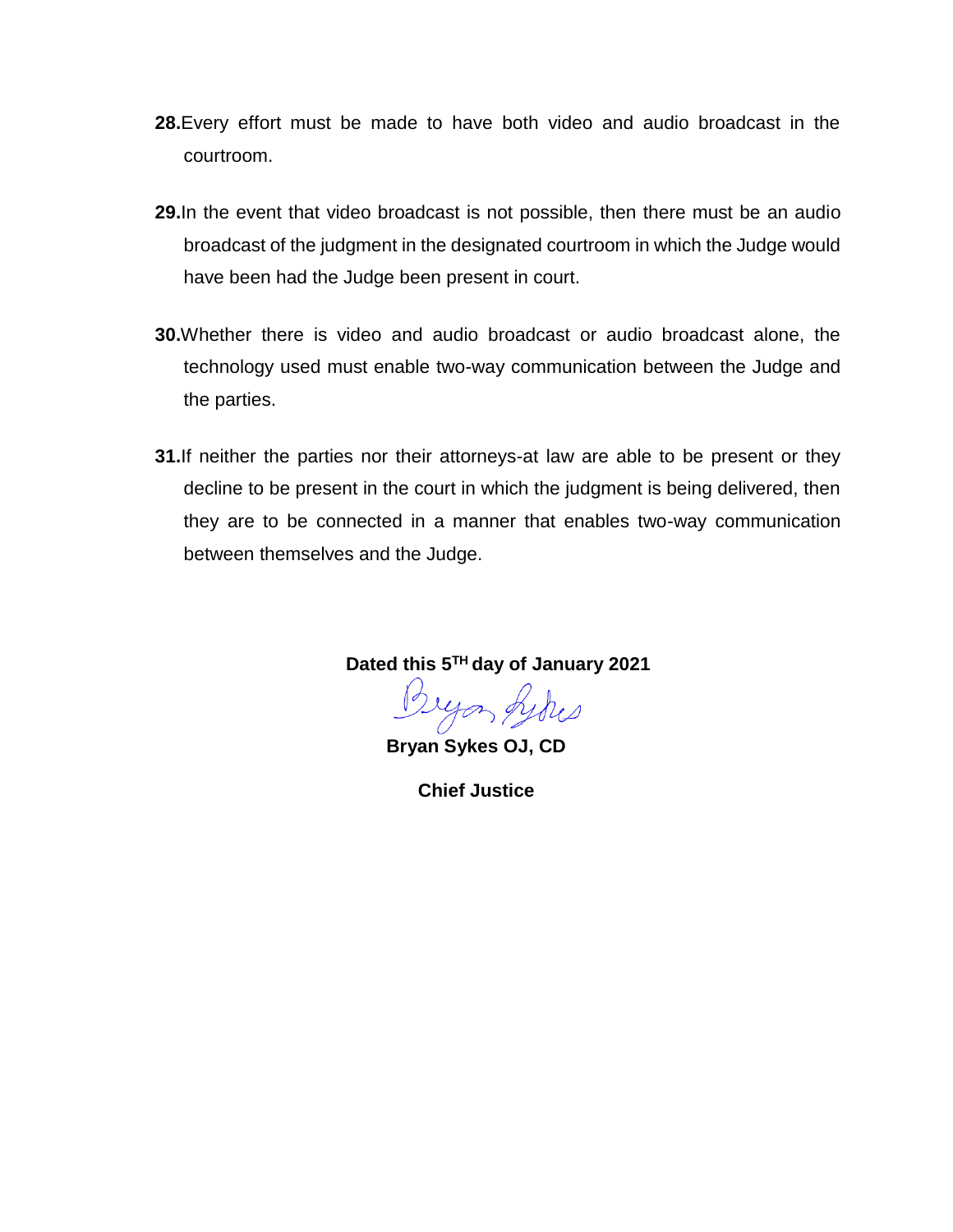**28.** Every effort must be made to have both video and audio broadcast in the courtroom.

**29.** In the event that video broadcast is not possible, then there must be an audio broadcast of the judgment in the designated courtroom in which the Judge would have been had the Judge been present in court.

**30.** Whether there is video and audio broadcast or audio broadcast alone, the technology used must enable two-way communication between the Judge and the parties.

**31.** If neither the parties nor their attorneys-at law are able to be present or they decline to be present in the court in which the judgment is being delivered, then they are to be connected in a manner that enables two-way communication between themselves and the Judge.

**Dated this 5TH day of January 2021**

Bryan Sykes

**Bryan Sykes OJ, CD**

**Chief Justice**